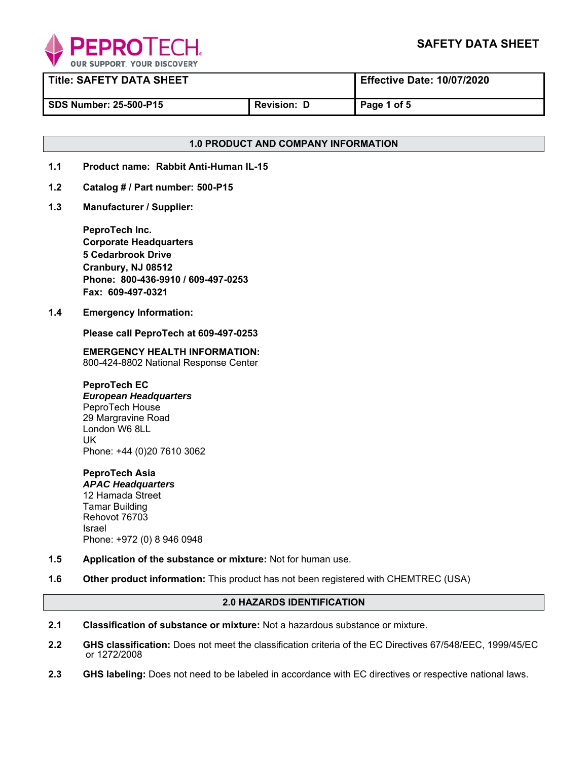PEPROTECH
OUR SUPPORT, YOUR DISCOVERY

# SAFETY DATA SHEET

| Title: SAFETY DATA SHEET | | Effective Date: 10/07/2020 |
|---|---|---|
| SDS Number: 25-500-P15 | Revision: D | Page 1 of 5 |

## 1.0 PRODUCT AND COMPANY INFORMATION

**1.1 Product name: Rabbit Anti-Human IL-15**

**1.2 Catalog # / Part number: 500-P15**

**1.3 Manufacturer / Supplier:**

**PeproTech Inc.**
**Corporate Headquarters**
**5 Cedarbrook Drive**
**Cranbury, NJ 08512**
**Phone: 800-436-9910 / 609-497-0253**
**Fax: 609-497-0321**

**1.4 Emergency Information:**

**Please call PeproTech at 609-497-0253**

**EMERGENCY HEALTH INFORMATION:**
800-424-8802 National Response Center

**PeproTech EC**
***European Headquarters***
PeproTech House
29 Margravine Road
London W6 8LL
UK
Phone: +44 (0)20 7610 3062

**PeproTech Asia**
***APAC Headquarters***
12 Hamada Street
Tamar Building
Rehovot 76703
Israel
Phone: +972 (0) 8 946 0948

**1.5 Application of the substance or mixture:** Not for human use.

**1.6 Other product information:** This product has not been registered with CHEMTREC (USA)

## 2.0 HAZARDS IDENTIFICATION

**2.1 Classification of substance or mixture:** Not a hazardous substance or mixture.

**2.2 GHS classification:** Does not meet the classification criteria of the EC Directives 67/548/EEC, 1999/45/EC or 1272/2008

**2.3 GHS labeling:** Does not need to be labeled in accordance with EC directives or respective national laws.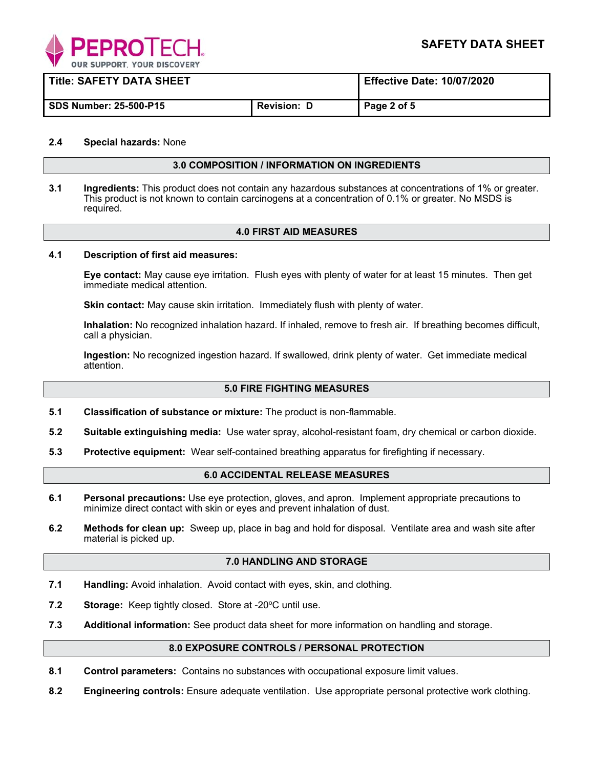**2.4 Special hazards:** None

## 3.0 COMPOSITION / INFORMATION ON INGREDIENTS

**3.1 Ingredients:** This product does not contain any hazardous substances at concentrations of 1% or greater. This product is not known to contain carcinogens at a concentration of 0.1% or greater. No MSDS is required.

## 4.0 FIRST AID MEASURES

**4.1 Description of first aid measures:**

**Eye contact:** May cause eye irritation. Flush eyes with plenty of water for at least 15 minutes. Then get immediate medical attention.

**Skin contact:** May cause skin irritation. Immediately flush with plenty of water.

**Inhalation:** No recognized inhalation hazard. If inhaled, remove to fresh air. If breathing becomes difficult, call a physician.

**Ingestion:** No recognized ingestion hazard. If swallowed, drink plenty of water. Get immediate medical attention.

## 5.0 FIRE FIGHTING MEASURES

**5.1 Classification of substance or mixture:** The product is non-flammable.

**5.2 Suitable extinguishing media:** Use water spray, alcohol-resistant foam, dry chemical or carbon dioxide.

**5.3 Protective equipment:** Wear self-contained breathing apparatus for firefighting if necessary.

## 6.0 ACCIDENTAL RELEASE MEASURES

**6.1 Personal precautions:** Use eye protection, gloves, and apron. Implement appropriate precautions to minimize direct contact with skin or eyes and prevent inhalation of dust.

**6.2 Methods for clean up:** Sweep up, place in bag and hold for disposal. Ventilate area and wash site after material is picked up.

## 7.0 HANDLING AND STORAGE

**7.1 Handling:** Avoid inhalation. Avoid contact with eyes, skin, and clothing.

**7.2 Storage:** Keep tightly closed. Store at -20ºC until use.

**7.3 Additional information:** See product data sheet for more information on handling and storage.

## 8.0 EXPOSURE CONTROLS / PERSONAL PROTECTION

**8.1 Control parameters:** Contains no substances with occupational exposure limit values.

**8.2 Engineering controls:** Ensure adequate ventilation. Use appropriate personal protective work clothing.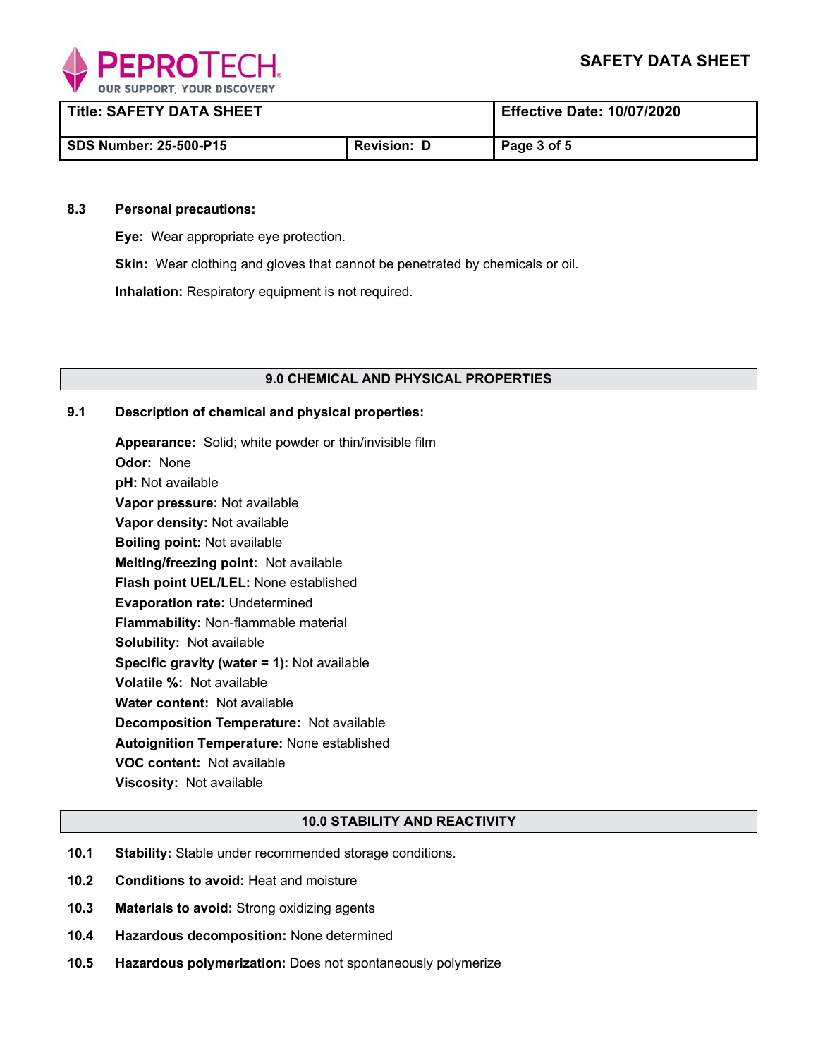**8.3 Personal precautions:**

**Eye:** Wear appropriate eye protection.

**Skin:** Wear clothing and gloves that cannot be penetrated by chemicals or oil.

**Inhalation:** Respiratory equipment is not required.

## 9.0 CHEMICAL AND PHYSICAL PROPERTIES

**9.1 Description of chemical and physical properties:**

**Appearance:** Solid; white powder or thin/invisible film
**Odor:** None
**pH:** Not available
**Vapor pressure:** Not available
**Vapor density:** Not available
**Boiling point:** Not available
**Melting/freezing point:** Not available
**Flash point UEL/LEL:** None established
**Evaporation rate:** Undetermined
**Flammability:** Non-flammable material
**Solubility:** Not available
**Specific gravity (water = 1):** Not available
**Volatile %:** Not available
**Water content:** Not available
**Decomposition Temperature:** Not available
**Autoignition Temperature:** None established
**VOC content:** Not available
**Viscosity:** Not available

## 10.0 STABILITY AND REACTIVITY

**10.1 Stability:** Stable under recommended storage conditions.

**10.2 Conditions to avoid:** Heat and moisture

**10.3 Materials to avoid:** Strong oxidizing agents

**10.4 Hazardous decomposition:** None determined

**10.5 Hazardous polymerization:** Does not spontaneously polymerize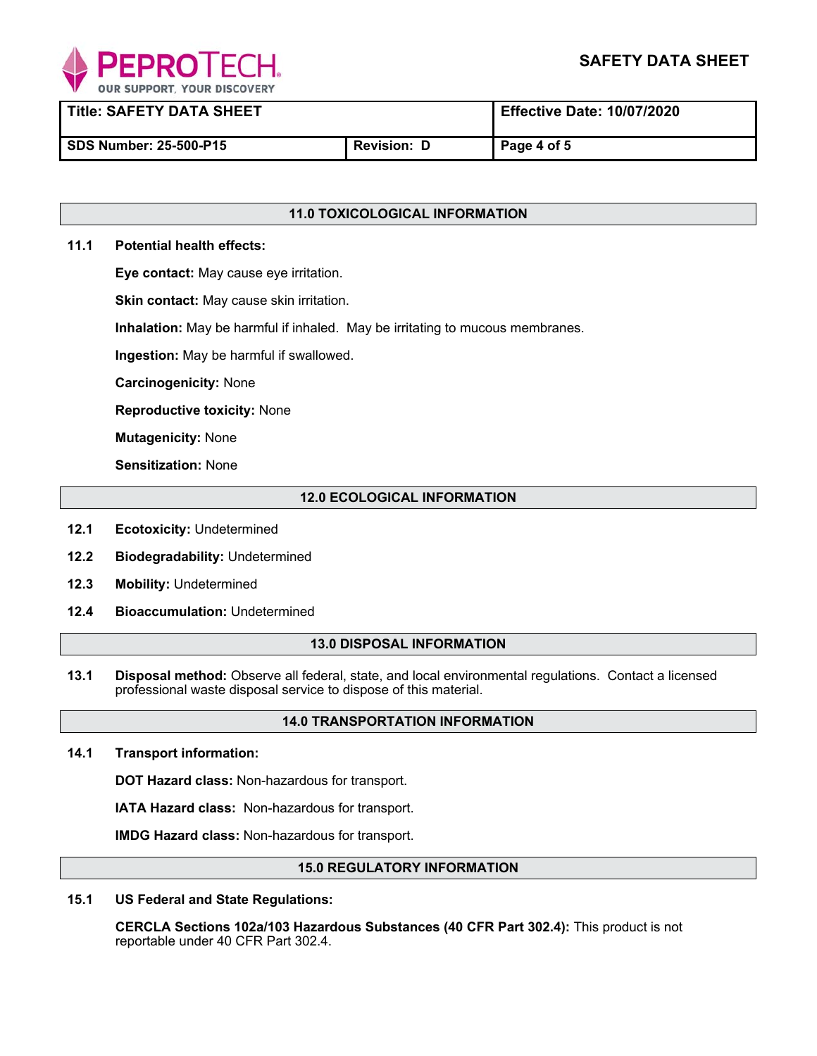## 11.0 TOXICOLOGICAL INFORMATION

**11.1 Potential health effects:**

**Eye contact:** May cause eye irritation.

**Skin contact:** May cause skin irritation.

**Inhalation:** May be harmful if inhaled. May be irritating to mucous membranes.

**Ingestion:** May be harmful if swallowed.

**Carcinogenicity:** None

**Reproductive toxicity:** None

**Mutagenicity:** None

**Sensitization:** None

## 12.0 ECOLOGICAL INFORMATION

**12.1 Ecotoxicity:** Undetermined

**12.2 Biodegradability:** Undetermined

**12.3 Mobility:** Undetermined

**12.4 Bioaccumulation:** Undetermined

## 13.0 DISPOSAL INFORMATION

**13.1 Disposal method:** Observe all federal, state, and local environmental regulations. Contact a licensed professional waste disposal service to dispose of this material.

## 14.0 TRANSPORTATION INFORMATION

**14.1 Transport information:**

**DOT Hazard class:** Non-hazardous for transport.

**IATA Hazard class:** Non-hazardous for transport.

**IMDG Hazard class:** Non-hazardous for transport.

## 15.0 REGULATORY INFORMATION

**15.1 US Federal and State Regulations:**

**CERCLA Sections 102a/103 Hazardous Substances (40 CFR Part 302.4):** This product is not reportable under 40 CFR Part 302.4.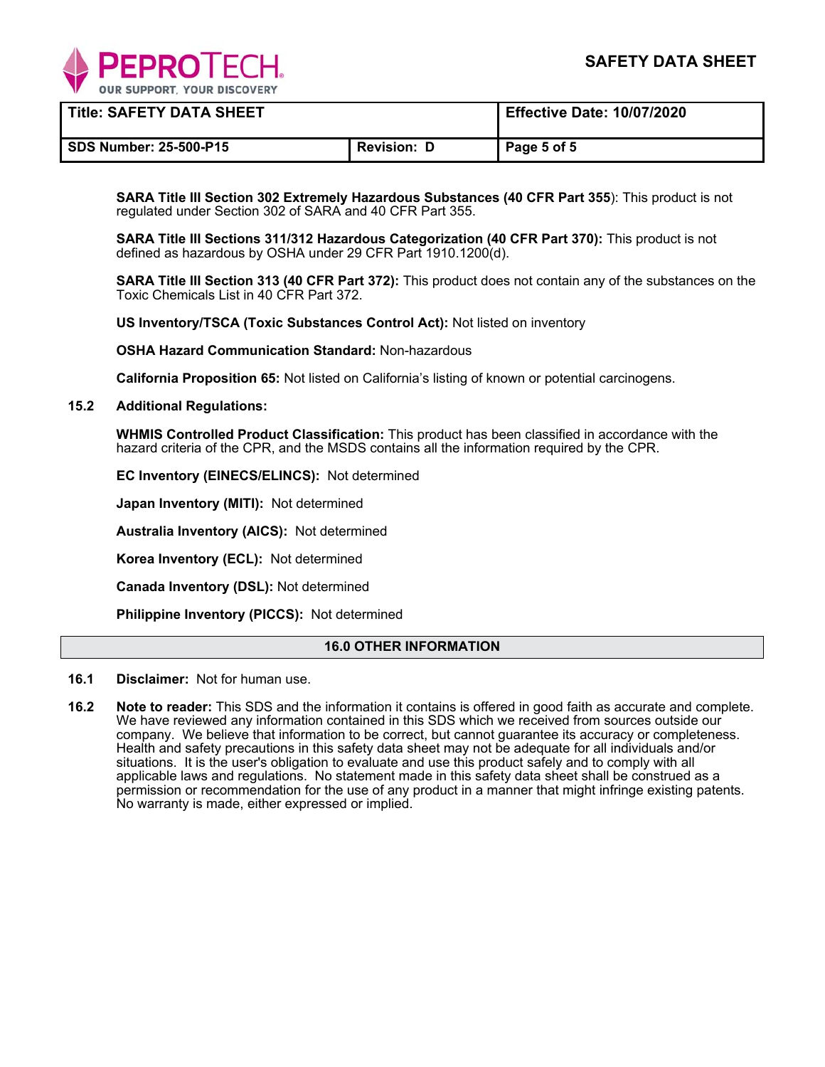**SARA Title III Section 302 Extremely Hazardous Substances (40 CFR Part 355**): This product is not regulated under Section 302 of SARA and 40 CFR Part 355.

**SARA Title III Sections 311/312 Hazardous Categorization (40 CFR Part 370):** This product is not defined as hazardous by OSHA under 29 CFR Part 1910.1200(d).

**SARA Title III Section 313 (40 CFR Part 372):** This product does not contain any of the substances on the Toxic Chemicals List in 40 CFR Part 372.

**US Inventory/TSCA (Toxic Substances Control Act):** Not listed on inventory

**OSHA Hazard Communication Standard:** Non-hazardous

**California Proposition 65:** Not listed on California's listing of known or potential carcinogens.

**15.2 Additional Regulations:**

**WHMIS Controlled Product Classification:** This product has been classified in accordance with the hazard criteria of the CPR, and the MSDS contains all the information required by the CPR.

**EC Inventory (EINECS/ELINCS):** Not determined

**Japan Inventory (MITI):** Not determined

**Australia Inventory (AICS):** Not determined

**Korea Inventory (ECL):** Not determined

**Canada Inventory (DSL):** Not determined

**Philippine Inventory (PICCS):** Not determined

## 16.0 OTHER INFORMATION

**16.1 Disclaimer:** Not for human use.

**16.2 Note to reader:** This SDS and the information it contains is offered in good faith as accurate and complete. We have reviewed any information contained in this SDS which we received from sources outside our company. We believe that information to be correct, but cannot guarantee its accuracy or completeness. Health and safety precautions in this safety data sheet may not be adequate for all individuals and/or situations. It is the user's obligation to evaluate and use this product safely and to comply with all applicable laws and regulations. No statement made in this safety data sheet shall be construed as a permission or recommendation for the use of any product in a manner that might infringe existing patents. No warranty is made, either expressed or implied.